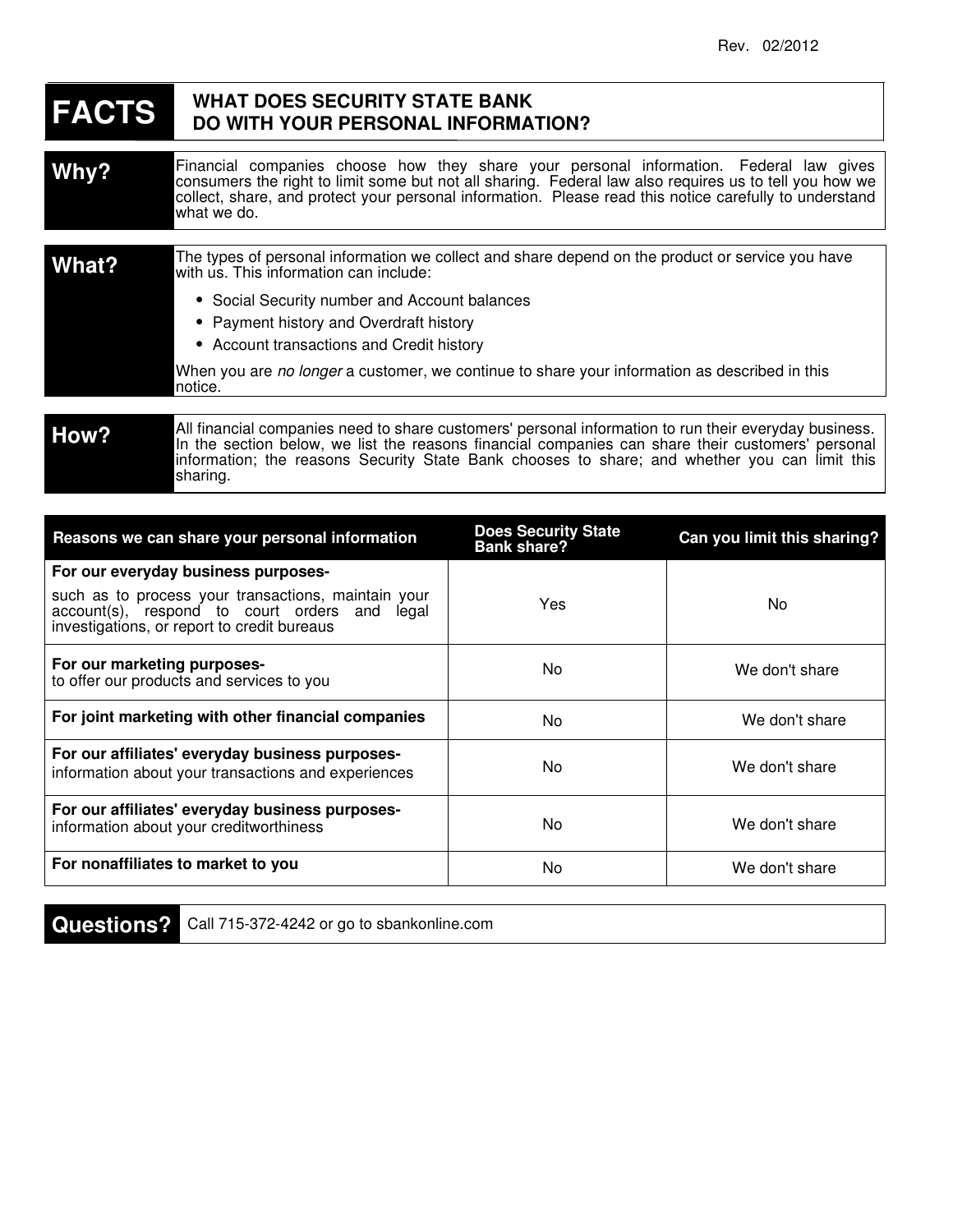Rev. 02/2012

# FACTS — WHAT DOES SECURITY STATE BANK DO WITH YOUR PERSONAL INFORMATION?

## Why?

Financial companies choose how they share your personal information. Federal law gives consumers the right to limit some but not all sharing. Federal law also requires us to tell you how we collect, share, and protect your personal information. Please read this notice carefully to understand what we do.

## What?

The types of personal information we collect and share depend on the product or service you have with us. This information can include:

- Social Security number and Account balances
- Payment history and Overdraft history
- Account transactions and Credit history

When you are *no longer* a customer, we continue to share your information as described in this notice.

## How?

All financial companies need to share customers' personal information to run their everyday business. In the section below, we list the reasons financial companies can share their customers' personal information; the reasons Security State Bank chooses to share; and whether you can limit this sharing.

| Reasons we can share your personal information | Does Security State Bank share? | Can you limit this sharing? |
|---|---|---|
| **For our everyday business purposes-** such as to process your transactions, maintain your account(s), respond to court orders and legal investigations, or report to credit bureaus | Yes | No |
| **For our marketing purposes-** to offer our products and services to you | No | We don't share |
| **For joint marketing with other financial companies** | No | We don't share |
| **For our affiliates' everyday business purposes-** information about your transactions and experiences | No | We don't share |
| **For our affiliates' everyday business purposes-** information about your creditworthiness | No | We don't share |
| **For nonaffiliates to market to you** | No | We don't share |

## Questions?

Call 715-372-4242 or go to sbankonline.com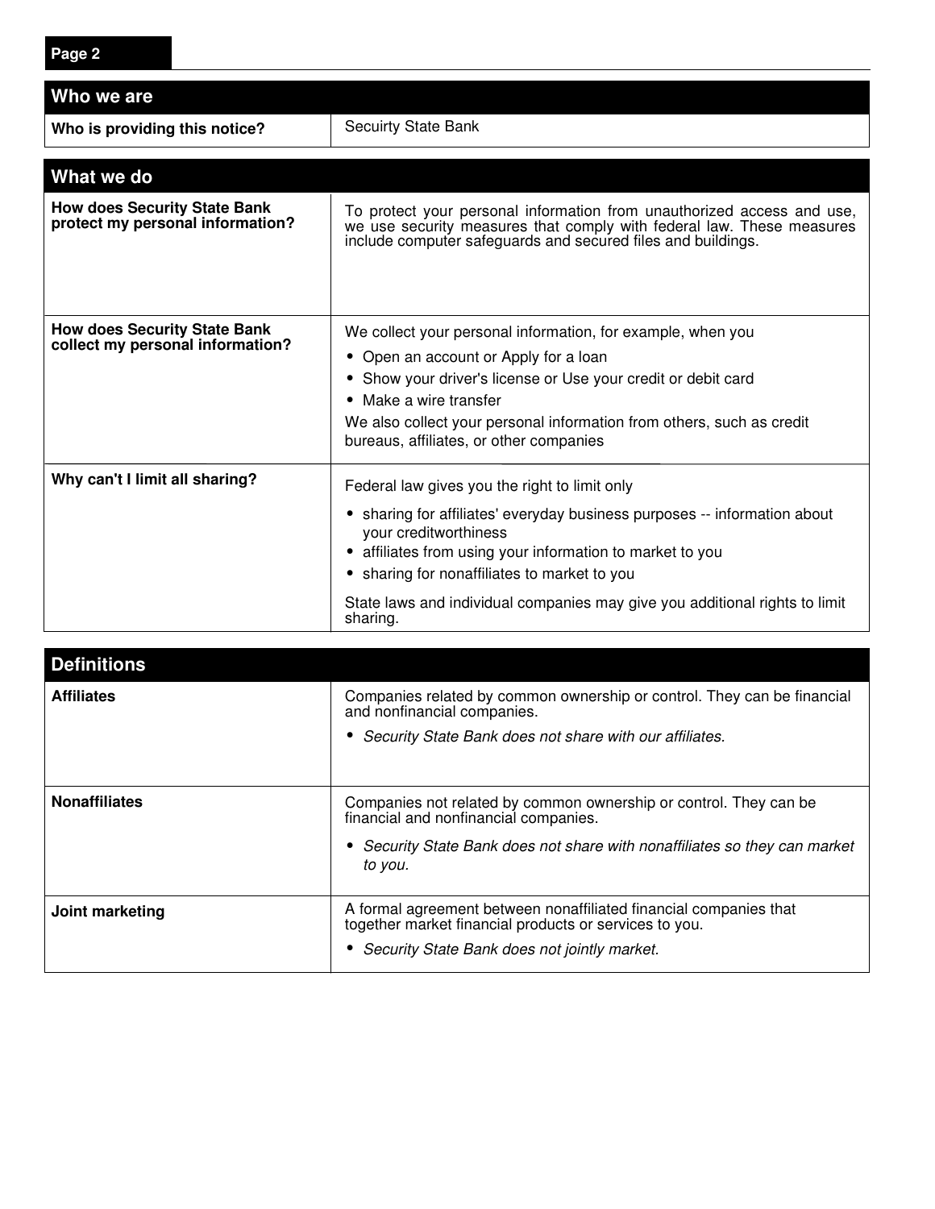## Who we are

| | |
|---|---|
| **Who is providing this notice?** | Secuirty State Bank |

## What we do

| | |
|---|---|
| **How does Security State Bank protect my personal information?** | To protect your personal information from unauthorized access and use, we use security measures that comply with federal law. These measures include computer safeguards and secured files and buildings. |
| **How does Security State Bank collect my personal information?** | We collect your personal information, for example, when you<br>• Open an account or Apply for a loan<br>• Show your driver's license or Use your credit or debit card<br>• Make a wire transfer<br>We also collect your personal information from others, such as credit bureaus, affiliates, or other companies |
| **Why can't I limit all sharing?** | Federal law gives you the right to limit only<br>• sharing for affiliates' everyday business purposes -- information about your creditworthiness<br>• affiliates from using your information to market to you<br>• sharing for nonaffiliates to market to you<br>State laws and individual companies may give you additional rights to limit sharing. |

## Definitions

| | |
|---|---|
| **Affiliates** | Companies related by common ownership or control. They can be financial and nonfinancial companies.<br>• *Security State Bank does not share with our affiliates.* |
| **Nonaffiliates** | Companies not related by common ownership or control. They can be financial and nonfinancial companies.<br>• *Security State Bank does not share with nonaffiliates so they can market to you.* |
| **Joint marketing** | A formal agreement between nonaffiliated financial companies that together market financial products or services to you.<br>• *Security State Bank does not jointly market.* |